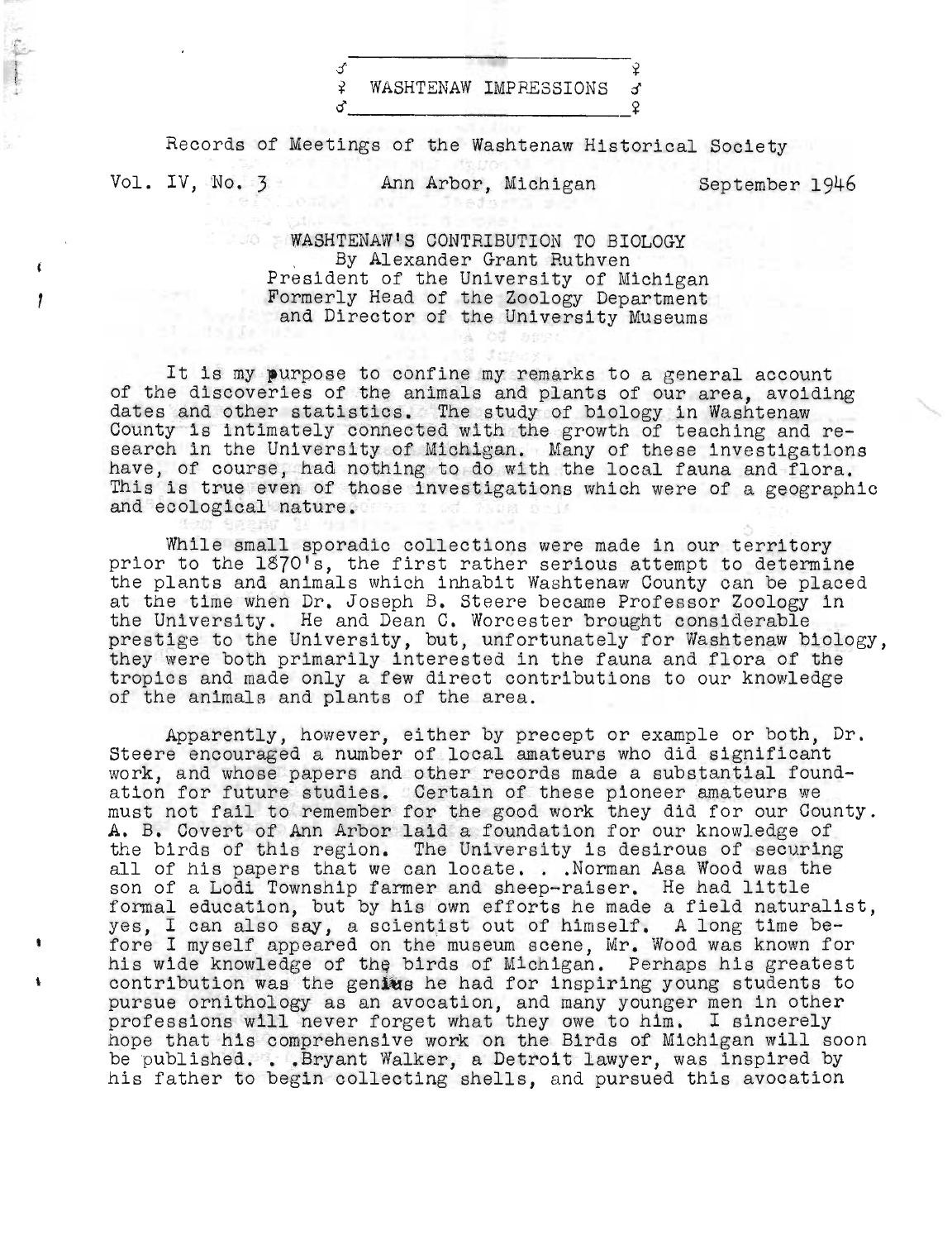# WASHTENAW IMPRESSIONS

Records of Meetings of the Washtenaw Historical Society

Vol. IV, No. 3 — Ann Arbor, Michigan — September 1946

## WASHTENAW'S CONTRIBUTION TO BIOLOGY

By Alexander Grant Ruthven
President of the University of Michigan
Formerly Head of the Zoology Department
and Director of the University Museums

It is my purpose to confine my remarks to a general account of the discoveries of the animals and plants of our area, avoiding dates and other statistics. The study of biology in Washtenaw County is intimately connected with the growth of teaching and research in the University of Michigan. Many of these investigations have, of course, had nothing to do with the local fauna and flora. This is true even of those investigations which were of a geographic and ecological nature.

While small sporadic collections were made in our territory prior to the 1870's, the first rather serious attempt to determine the plants and animals which inhabit Washtenaw County can be placed at the time when Dr. Joseph B. Steere became Professor Zoology in the University. He and Dean C. Worcester brought considerable prestige to the University, but, unfortunately for Washtenaw biology, they were both primarily interested in the fauna and flora of the tropics and made only a few direct contributions to our knowledge of the animals and plants of the area.

Apparently, however, either by precept or example or both, Dr. Steere encouraged a number of local amateurs who did significant work, and whose papers and other records made a substantial foundation for future studies. Certain of these pioneer amateurs we must not fail to remember for the good work they did for our County. A. B. Covert of Ann Arbor laid a foundation for our knowledge of the birds of this region. The University is desirous of securing all of his papers that we can locate. . .Norman Asa Wood was the son of a Lodi Township farmer and sheep-raiser. He had little formal education, but by his own efforts he made a field naturalist, yes, I can also say, a scientist out of himself. A long time before I myself appeared on the museum scene, Mr. Wood was known for his wide knowledge of the birds of Michigan. Perhaps his greatest contribution was the genius he had for inspiring young students to pursue ornithology as an avocation, and many younger men in other professions will never forget what they owe to him. I sincerely hope that his comprehensive work on the Birds of Michigan will soon be published. . .Bryant Walker, a Detroit lawyer, was inspired by his father to begin collecting shells, and pursued this avocation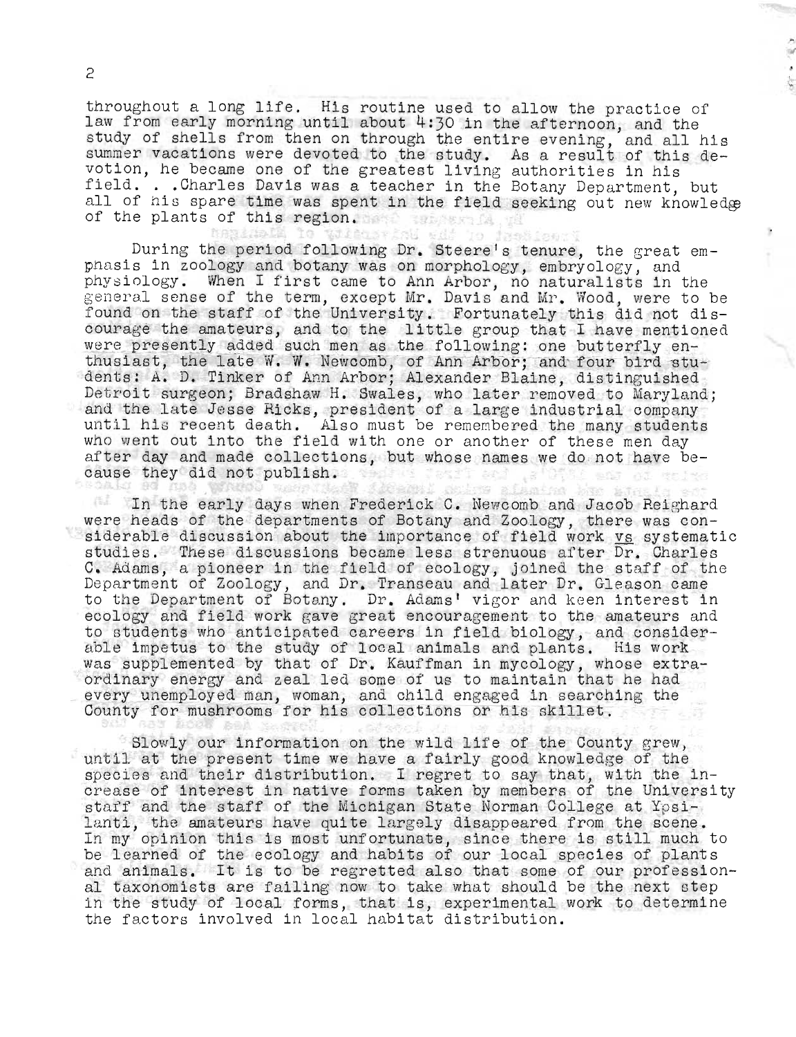throughout a long life. His routine used to allow the practice of law from early morning until about 4:30 in the afternoon, and the study of shells from then on through the entire evening, and all his summer vacations were devoted to the study. As a result of this devotion, he became one of the greatest living authorities in his field. . .Charles Davis was a teacher in the Botany Department, but all of his spare time was spent in the field seeking out new knowledge of the plants of this region.

During the period following Dr. Steere's tenure, the great emphasis in zoology and botany was on morphology, embryology, and physiology. When I first came to Ann Arbor, no naturalists in the general sense of the term, except Mr. Davis and Mr. Wood, were to be found on the staff of the University. Fortunately this did not discourage the amateurs, and to the little group that I have mentioned were presently added such men as the following: one butterfly enthusiast, the late W. W. Newcomb, of Ann Arbor; and four bird students: A. D. Tinker of Ann Arbor; Alexander Blaine, distinguished Detroit surgeon; Bradshaw H. Swales, who later removed to Maryland; and the late Jesse Ricks, president of a large industrial company until his recent death. Also must be remembered the many students who went out into the field with one or another of these men day after day and made collections, but whose names we do not have because they did not publish.

In the early days when Frederick C. Newcomb and Jacob Reighard were heads of the departments of Botany and Zoology, there was considerable discussion about the importance of field work vs systematic studies. These discussions became less strenuous after Dr. Charles C. Adams, a pioneer in the field of ecology, joined the staff of the Department of Zoology, and Dr. Transeau and later Dr. Gleason came to the Department of Botany. Dr. Adams' vigor and keen interest in ecology and field work gave great encouragement to the amateurs and to students who anticipated careers in field biology, and considerable impetus to the study of local animals and plants. His work was supplemented by that of Dr. Kauffman in mycology, whose extraordinary energy and zeal led some of us to maintain that he had every unemployed man, woman, and child engaged in searching the County for mushrooms for his collections or his skillet.

Slowly our information on the wild life of the County grew, until at the present time we have a fairly good knowledge of the species and their distribution. I regret to say that, with the increase of interest in native forms taken by members of the University staff and the staff of the Michigan State Norman College at Ypsilanti, the amateurs have quite largely disappeared from the scene. In my opinion this is most unfortunate, since there is still much to be learned of the ecology and habits of our local species of plants and animals. It is to be regretted also that some of our professional taxonomists are failing now to take what should be the next step in the study of local forms, that is, experimental work to determine the factors involved in local habitat distribution.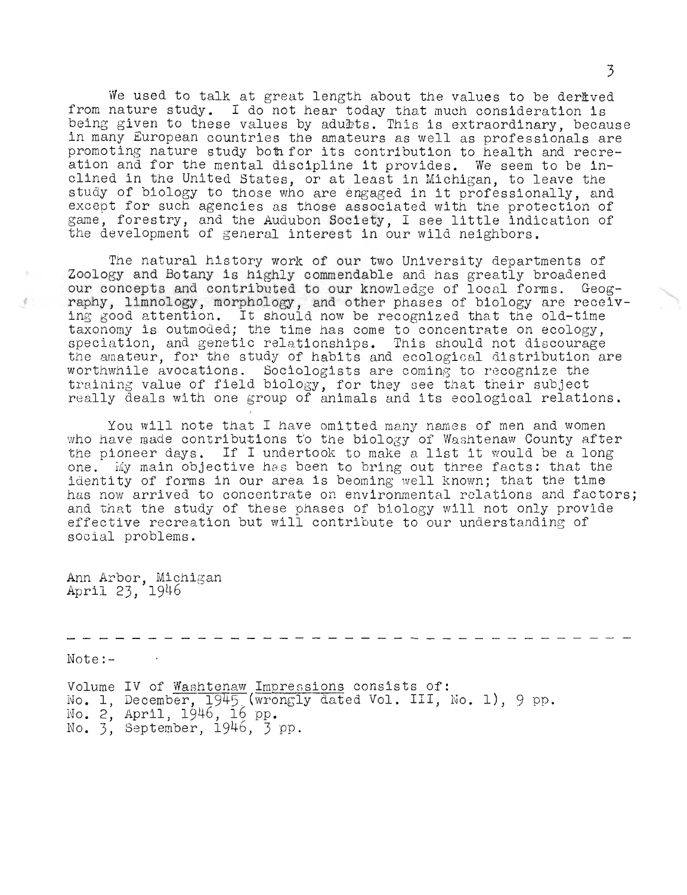We used to talk at great length about the values to be derived from nature study. I do not hear today that much consideration is being given to these values by adults. This is extraordinary, because in many European countries the amateurs as well as professionals are promoting nature study both for its contribution to health and recreation and for the mental discipline it provides. We seem to be inclined in the United States, or at least in Michigan, to leave the study of biology to those who are engaged in it professionally, and except for such agencies as those associated with the protection of game, forestry, and the Audubon Society, I see little indication of the development of general interest in our wild neighbors.

The natural history work of our two University departments of Zoology and Botany is highly commendable and has greatly broadened our concepts and contributed to our knowledge of local forms. Geography, limnology, morphology, and other phases of biology are receiving good attention. It should now be recognized that the old-time taxonomy is outmoded; the time has come to concentrate on ecology, speciation, and genetic relationships. This should not discourage the amateur, for the study of habits and ecological distribution are worthwhile avocations. Sociologists are coming to recognize the training value of field biology, for they see that their subject really deals with one group of animals and its ecological relations.

You will note that I have omitted many names of men and women who have made contributions to the biology of Washtenaw County after the pioneer days. If I undertook to make a list it would be a long one. My main objective has been to bring out three facts: that the identity of forms in our area is beoming well known; that the time has now arrived to concentrate on environmental relations and factors; and that the study of these phases of biology will not only provide effective recreation but will contribute to our understanding of social problems.

Ann Arbor, Michigan
April 23, 1946

---

Note:-

Volume IV of Washtenaw Impressions consists of:
No. 1, December, 1945 (wrongly dated Vol. III, No. 1), 9 pp.
No. 2, April, 1946, 16 pp.
No. 3, September, 1946, 3 pp.